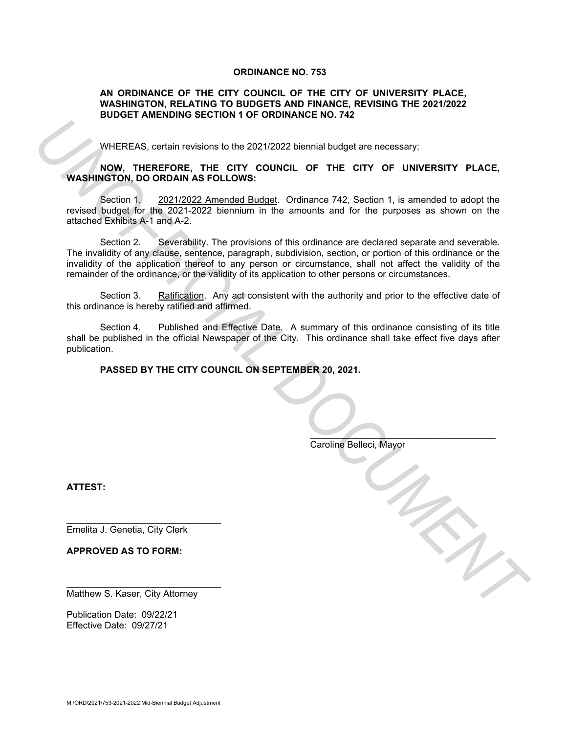# ORDINANCE NO. 753

## AN ORDINANCE OF THE CITY COUNCIL OF THE CITY OF UNIVERSITY PLACE, WASHINGTON, RELATING TO BUDGETS AND FINANCE, REVISING THE 2021/2022 BUDGET AMENDING SECTION 1 OF ORDINANCE NO. 742

WHEREAS, certain revisions to the 2021/2022 biennial budget are necessary;

**NOW, THEREFORE, THE CITY COUNCIL OF THE CITY OF UNIVERSITY PLACE, WASHINGTON, DO ORDAIN AS FOLLOWS:**

Section 1. 2021/2022 Amended Budget. Ordinance 742, Section 1, is amended to adopt the revised budget for the 2021-2022 biennium in the amounts and for the purposes as shown on the attached Exhibits A-1 and A-2.

Section 2. Severability. The provisions of this ordinance are declared separate and severable. The invalidity of any clause, sentence, paragraph, subdivision, section, or portion of this ordinance or the invalidity of the application thereof to any person or circumstance, shall not affect the validity of the remainder of the ordinance, or the validity of its application to other persons or circumstances.

Section 3. Ratification. Any act consistent with the authority and prior to the effective date of this ordinance is hereby ratified and affirmed.

Section 4. Published and Effective Date. A summary of this ordinance consisting of its title shall be published in the official Newspaper of the City. This ordinance shall take effect five days after publication.

**PASSED BY THE CITY COUNCIL ON SEPTEMBER 20, 2021.**

\_\_\_\_\_\_\_\_\_\_\_\_\_\_\_\_\_\_\_\_\_\_\_\_\_\_\_\_\_\_\_\_\_\_\_\_
Caroline Belleci, Mayor

**ATTEST:**

\_\_\_\_\_\_\_\_\_\_\_\_\_\_\_\_\_\_\_\_\_\_\_\_\_\_\_\_\_\_
Emelita J. Genetia, City Clerk

**APPROVED AS TO FORM:**

\_\_\_\_\_\_\_\_\_\_\_\_\_\_\_\_\_\_\_\_\_\_\_\_\_\_\_\_\_\_
Matthew S. Kaser, City Attorney

Publication Date: 09/22/21
Effective Date: 09/27/21

M:\ORD\2021\753-2021-2022 Mid-Biennial Budget Adjustment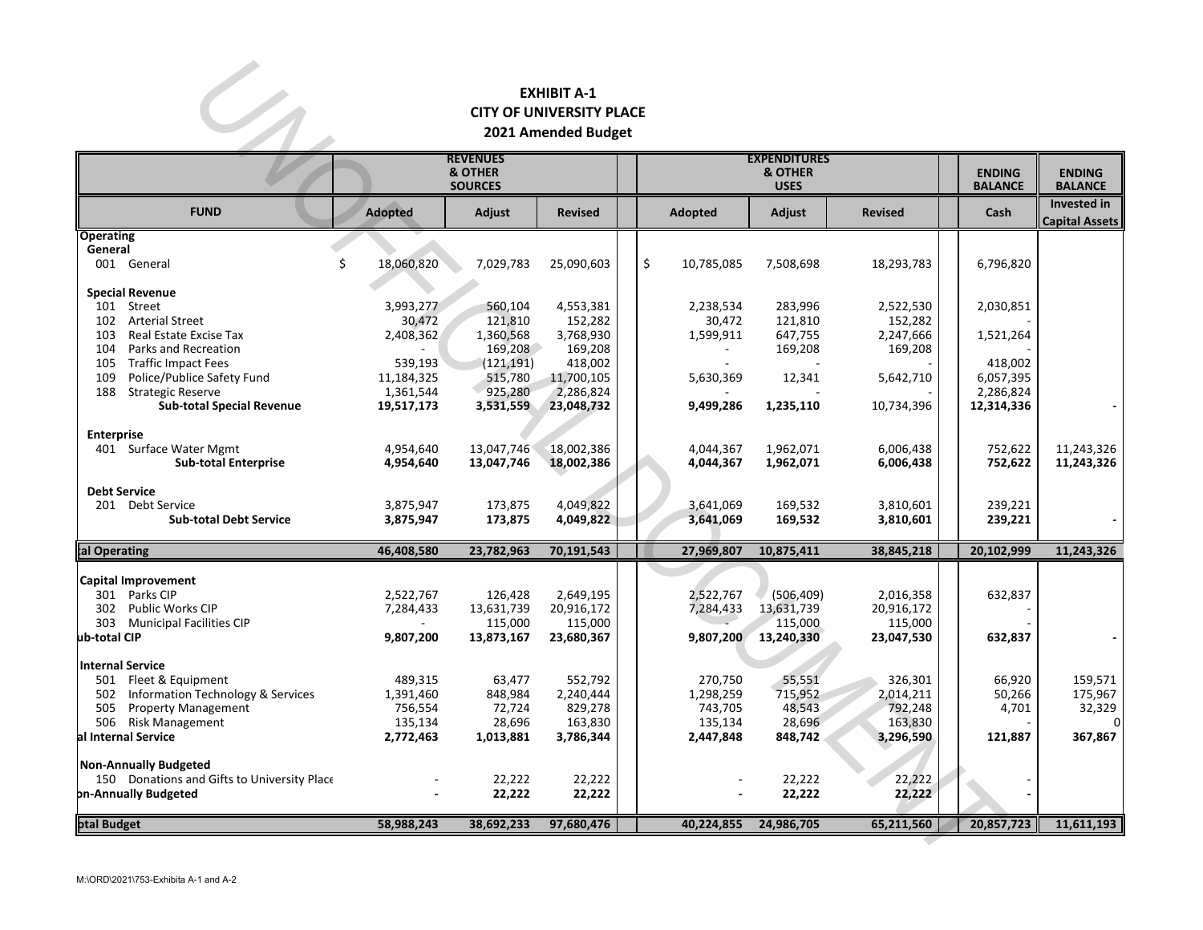**EXHIBIT A-1**
**CITY OF UNIVERSITY PLACE**
**2021 Amended Budget**

| FUND | REVENUES & OTHER SOURCES | | | EXPENDITURES & OTHER USES | | | ENDING BALANCE | ENDING BALANCE |
|---|---|---|---|---|---|---|---|---|
| | Adopted | Adjust | Revised | Adopted | Adjust | Revised | Cash | Invested in Capital Assets |
| **Operating** | | | | | | | | |
| **General** | | | | | | | | |
| 001 General | $ 18,060,820 | 7,029,783 | 25,090,603 | $ 10,785,085 | 7,508,698 | 18,293,783 | 6,796,820 | |
| **Special Revenue** | | | | | | | | |
| 101 Street | 3,993,277 | 560,104 | 4,553,381 | 2,238,534 | 283,996 | 2,522,530 | 2,030,851 | |
| 102 Arterial Street | 30,472 | 121,810 | 152,282 | 30,472 | 121,810 | 152,282 | - | |
| 103 Real Estate Excise Tax | 2,408,362 | 1,360,568 | 3,768,930 | 1,599,911 | 647,755 | 2,247,666 | 1,521,264 | |
| 104 Parks and Recreation | - | 169,208 | 169,208 | - | 169,208 | 169,208 | - | |
| 105 Traffic Impact Fees | 539,193 | (121,191) | 418,002 | - | - | - | 418,002 | |
| 109 Police/Publice Safety Fund | 11,184,325 | 515,780 | 11,700,105 | 5,630,369 | 12,341 | 5,642,710 | 6,057,395 | |
| 188 Strategic Reserve | 1,361,544 | 925,280 | 2,286,824 | - | - | - | 2,286,824 | |
| **Sub-total Special Revenue** | **19,517,173** | **3,531,559** | **23,048,732** | **9,499,286** | **1,235,110** | 10,734,396 | **12,314,336** | - |
| **Enterprise** | | | | | | | | |
| 401 Surface Water Mgmt | 4,954,640 | 13,047,746 | 18,002,386 | 4,044,367 | 1,962,071 | 6,006,438 | 752,622 | 11,243,326 |
| **Sub-total Enterprise** | **4,954,640** | **13,047,746** | **18,002,386** | **4,044,367** | **1,962,071** | **6,006,438** | **752,622** | **11,243,326** |
| **Debt Service** | | | | | | | | |
| 201 Debt Service | 3,875,947 | 173,875 | 4,049,822 | 3,641,069 | 169,532 | 3,810,601 | 239,221 | |
| **Sub-total Debt Service** | **3,875,947** | **173,875** | **4,049,822** | **3,641,069** | **169,532** | **3,810,601** | **239,221** | - |
| **tal Operating** | **46,408,580** | **23,782,963** | **70,191,543** | **27,969,807** | **10,875,411** | **38,845,218** | **20,102,999** | **11,243,326** |
| **Capital Improvement** | | | | | | | | |
| 301 Parks CIP | 2,522,767 | 126,428 | 2,649,195 | 2,522,767 | (506,409) | 2,016,358 | 632,837 | |
| 302 Public Works CIP | 7,284,433 | 13,631,739 | 20,916,172 | 7,284,433 | 13,631,739 | 20,916,172 | - | |
| 303 Municipal Facilities CIP | - | 115,000 | 115,000 | - | 115,000 | 115,000 | - | |
| **ub-total CIP** | **9,807,200** | **13,873,167** | **23,680,367** | **9,807,200** | **13,240,330** | **23,047,530** | **632,837** | - |
| **Internal Service** | | | | | | | | |
| 501 Fleet & Equipment | 489,315 | 63,477 | 552,792 | 270,750 | 55,551 | 326,301 | 66,920 | 159,571 |
| 502 Information Technology & Services | 1,391,460 | 848,984 | 2,240,444 | 1,298,259 | 715,952 | 2,014,211 | 50,266 | 175,967 |
| 505 Property Management | 756,554 | 72,724 | 829,278 | 743,705 | 48,543 | 792,248 | 4,701 | 32,329 |
| 506 Risk Management | 135,134 | 28,696 | 163,830 | 135,134 | 28,696 | 163,830 | - | 0 |
| **al Internal Service** | **2,772,463** | **1,013,881** | **3,786,344** | **2,447,848** | **848,742** | **3,296,590** | **121,887** | **367,867** |
| **Non-Annually Budgeted** | | | | | | | | |
| 150 Donations and Gifts to University Place | - | 22,222 | 22,222 | - | 22,222 | 22,222 | - | |
| **on-Annually Budgeted** | **-** | **22,222** | **22,222** | **-** | **22,222** | **22,222** | **-** | |
| **otal Budget** | **58,988,243** | **38,692,233** | **97,680,476** | **40,224,855** | **24,986,705** | **65,211,560** | **20,857,723** | **11,611,193** |

M:\ORD\2021\753-Exhibita A-1 and A-2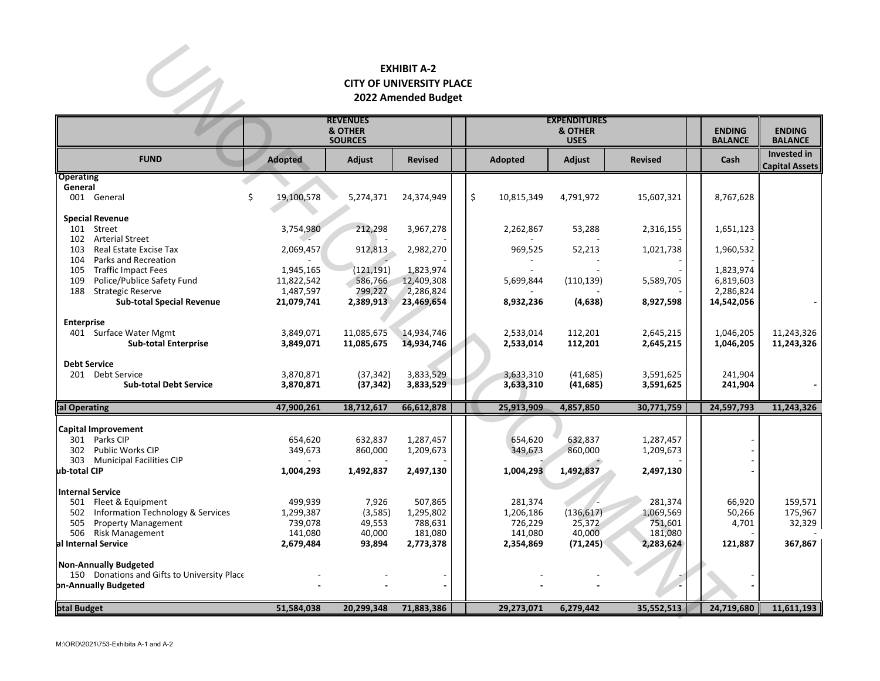# EXHIBIT A-2
## CITY OF UNIVERSITY PLACE
## 2022 Amended Budget

| FUND | REVENUES & OTHER SOURCES | | | EXPENDITURES & OTHER USES | | | ENDING BALANCE | ENDING BALANCE |
|---|---|---|---|---|---|---|---|---|
| | Adopted | Adjust | Revised | Adopted | Adjust | Revised | Cash | Invested in Capital Assets |
| **Operating** | | | | | | | | |
| **General** | | | | | | | | |
| 001 General | $ 19,100,578 | 5,274,371 | 24,374,949 | $ 10,815,349 | 4,791,972 | 15,607,321 | 8,767,628 | |
| **Special Revenue** | | | | | | | | |
| 101 Street | 3,754,980 | 212,298 | 3,967,278 | 2,262,867 | 53,288 | 2,316,155 | 1,651,123 | |
| 102 Arterial Street | - | - | - | - | - | - | - | |
| 103 Real Estate Excise Tax | 2,069,457 | 912,813 | 2,982,270 | 969,525 | 52,213 | 1,021,738 | 1,960,532 | |
| 104 Parks and Recreation | - | - | - | - | - | - | - | |
| 105 Traffic Impact Fees | 1,945,165 | (121,191) | 1,823,974 | - | - | - | 1,823,974 | |
| 109 Police/Publice Safety Fund | 11,822,542 | 586,766 | 12,409,308 | 5,699,844 | (110,139) | 5,589,705 | 6,819,603 | |
| 188 Strategic Reserve | 1,487,597 | 799,227 | 2,286,824 | - | - | - | 2,286,824 | |
| **Sub-total Special Revenue** | **21,079,741** | **2,389,913** | **23,469,654** | **8,932,236** | **(4,638)** | **8,927,598** | **14,542,056** | **-** |
| **Enterprise** | | | | | | | | |
| 401 Surface Water Mgmt | 3,849,071 | 11,085,675 | 14,934,746 | 2,533,014 | 112,201 | 2,645,215 | 1,046,205 | 11,243,326 |
| **Sub-total Enterprise** | **3,849,071** | **11,085,675** | **14,934,746** | **2,533,014** | **112,201** | **2,645,215** | **1,046,205** | **11,243,326** |
| **Debt Service** | | | | | | | | |
| 201 Debt Service | 3,870,871 | (37,342) | 3,833,529 | 3,633,310 | (41,685) | 3,591,625 | 241,904 | |
| **Sub-total Debt Service** | **3,870,871** | **(37,342)** | **3,833,529** | **3,633,310** | **(41,685)** | **3,591,625** | **241,904** | **-** |
| **tal Operating** | **47,900,261** | **18,712,617** | **66,612,878** | **25,913,909** | **4,857,850** | **30,771,759** | **24,597,793** | **11,243,326** |
| **Capital Improvement** | | | | | | | | |
| 301 Parks CIP | 654,620 | 632,837 | 1,287,457 | 654,620 | 632,837 | 1,287,457 | - | |
| 302 Public Works CIP | 349,673 | 860,000 | 1,209,673 | 349,673 | 860,000 | 1,209,673 | - | |
| 303 Municipal Facilities CIP | - | - | - | - | - | - | - | |
| **ub-total CIP** | **1,004,293** | **1,492,837** | **2,497,130** | **1,004,293** | **1,492,837** | **2,497,130** | **-** | |
| **Internal Service** | | | | | | | | |
| 501 Fleet & Equipment | 499,939 | 7,926 | 507,865 | 281,374 | - | 281,374 | 66,920 | 159,571 |
| 502 Information Technology & Services | 1,299,387 | (3,585) | 1,295,802 | 1,206,186 | (136,617) | 1,069,569 | 50,266 | 175,967 |
| 505 Property Management | 739,078 | 49,553 | 788,631 | 726,229 | 25,372 | 751,601 | 4,701 | 32,329 |
| 506 Risk Management | 141,080 | 40,000 | 181,080 | 141,080 | 40,000 | 181,080 | - | - |
| **al Internal Service** | **2,679,484** | **93,894** | **2,773,378** | **2,354,869** | **(71,245)** | **2,283,624** | **121,887** | **367,867** |
| **Non-Annually Budgeted** | | | | | | | | |
| 150 Donations and Gifts to University Place | - | - | - | - | - | - | - | |
| **on-Annually Budgeted** | **-** | **-** | **-** | **-** | **-** | **-** | **-** | |
| **otal Budget** | **51,584,038** | **20,299,348** | **71,883,386** | **29,273,071** | **6,279,442** | **35,552,513** | **24,719,680** | **11,611,193** |

M:\ORD\2021\753-Exhibita A-1 and A-2